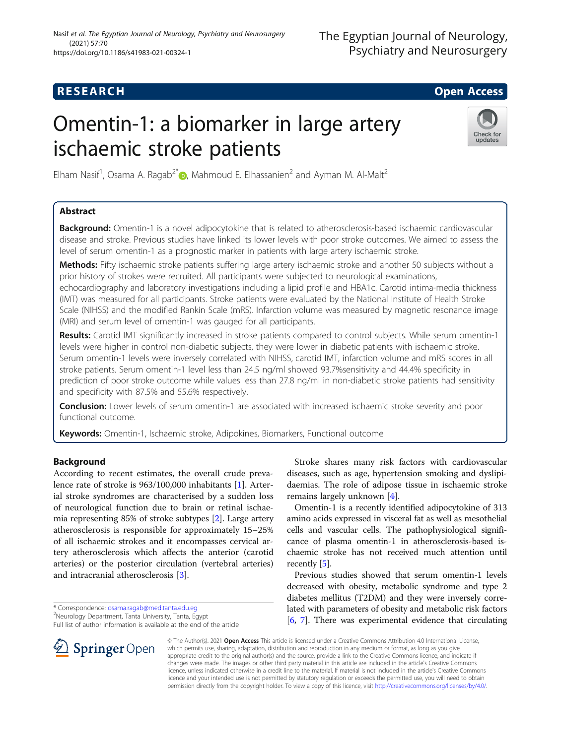**RESEARCH** **Open Access**

# Omentin-1: a biomarker in large artery ischaemic stroke patients

Elham Nasif[1], Osama A. Ragab[2*], Mahmoud E. Elhassanien[2] and Ayman M. Al-Malt[2]

## Abstract

**Background:** Omentin-1 is a novel adipocytokine that is related to atherosclerosis-based ischaemic cardiovascular disease and stroke. Previous studies have linked its lower levels with poor stroke outcomes. We aimed to assess the level of serum omentin-1 as a prognostic marker in patients with large artery ischaemic stroke.

**Methods:** Fifty ischaemic stroke patients suffering large artery ischaemic stroke and another 50 subjects without a prior history of strokes were recruited. All participants were subjected to neurological examinations, echocardiography and laboratory investigations including a lipid profile and HBA1c. Carotid intima-media thickness (IMT) was measured for all participants. Stroke patients were evaluated by the National Institute of Health Stroke Scale (NIHSS) and the modified Rankin Scale (mRS). Infarction volume was measured by magnetic resonance image (MRI) and serum level of omentin-1 was gauged for all participants.

**Results:** Carotid IMT significantly increased in stroke patients compared to control subjects. While serum omentin-1 levels were higher in control non-diabetic subjects, they were lower in diabetic patients with ischaemic stroke. Serum omentin-1 levels were inversely correlated with NIHSS, carotid IMT, infarction volume and mRS scores in all stroke patients. Serum omentin-1 level less than 24.5 ng/ml showed 93.7%sensitivity and 44.4% specificity in prediction of poor stroke outcome while values less than 27.8 ng/ml in non-diabetic stroke patients had sensitivity and specificity with 87.5% and 55.6% respectively.

**Conclusion:** Lower levels of serum omentin-1 are associated with increased ischaemic stroke severity and poor functional outcome.

**Keywords:** Omentin-1, Ischaemic stroke, Adipokines, Biomarkers, Functional outcome

## Background

According to recent estimates, the overall crude prevalence rate of stroke is 963/100,000 inhabitants [1]. Arterial stroke syndromes are characterised by a sudden loss of neurological function due to brain or retinal ischaemia representing 85% of stroke subtypes [2]. Large artery atherosclerosis is responsible for approximately 15–25% of all ischaemic strokes and it encompasses cervical artery atherosclerosis which affects the anterior (carotid arteries) or the posterior circulation (vertebral arteries) and intracranial atherosclerosis [3].

Stroke shares many risk factors with cardiovascular diseases, such as age, hypertension smoking and dyslipidaemias. The role of adipose tissue in ischaemic stroke remains largely unknown [4].

Omentin-1 is a recently identified adipocytokine of 313 amino acids expressed in visceral fat as well as mesothelial cells and vascular cells. The pathophysiological significance of plasma omentin-1 in atherosclerosis-based ischaemic stroke has not received much attention until recently [5].

Previous studies showed that serum omentin-1 levels decreased with obesity, metabolic syndrome and type 2 diabetes mellitus (T2DM) and they were inversely correlated with parameters of obesity and metabolic risk factors [6, 7]. There was experimental evidence that circulating

\* Correspondence: osama.ragab@med.tanta.edu.eg
[2]Neurology Department, Tanta University, Tanta, Egypt
Full list of author information is available at the end of the article

© The Author(s). 2021 **Open Access** This article is licensed under a Creative Commons Attribution 4.0 International License, which permits use, sharing, adaptation, distribution and reproduction in any medium or format, as long as you give appropriate credit to the original author(s) and the source, provide a link to the Creative Commons licence, and indicate if changes were made. The images or other third party material in this article are included in the article's Creative Commons licence, unless indicated otherwise in a credit line to the material. If material is not included in the article's Creative Commons licence and your intended use is not permitted by statutory regulation or exceeds the permitted use, you will need to obtain permission directly from the copyright holder. To view a copy of this licence, visit http://creativecommons.org/licenses/by/4.0/.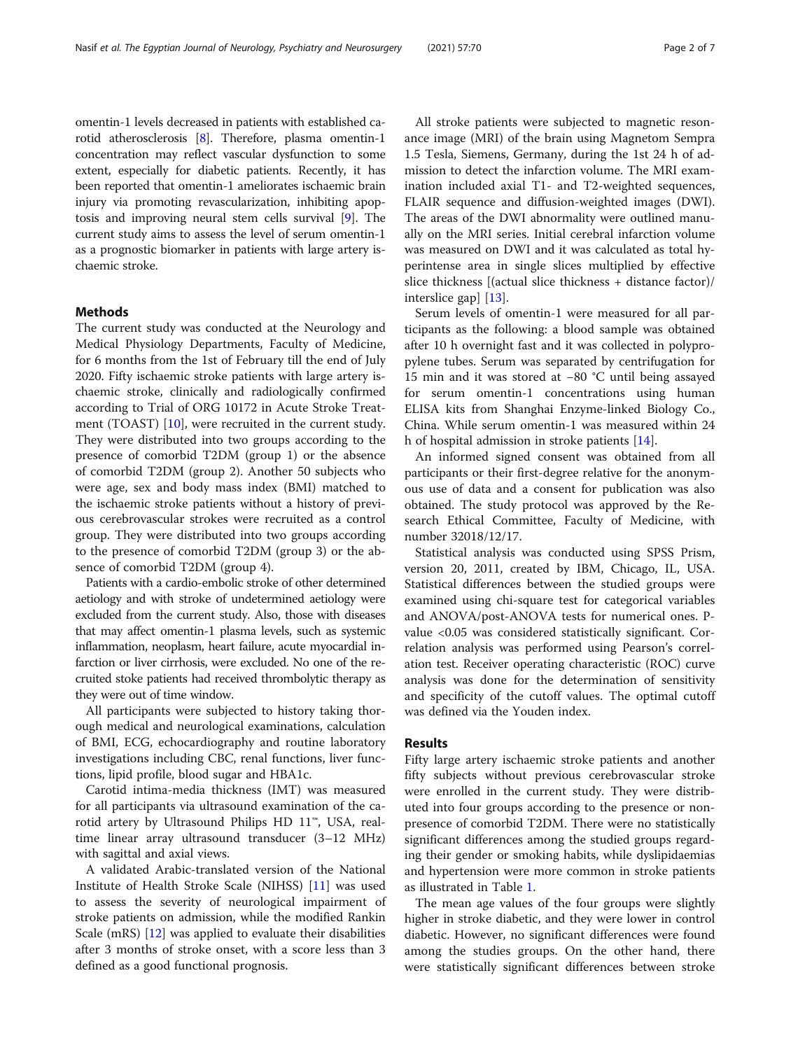omentin-1 levels decreased in patients with established carotid atherosclerosis [8]. Therefore, plasma omentin-1 concentration may reflect vascular dysfunction to some extent, especially for diabetic patients. Recently, it has been reported that omentin-1 ameliorates ischaemic brain injury via promoting revascularization, inhibiting apoptosis and improving neural stem cells survival [9]. The current study aims to assess the level of serum omentin-1 as a prognostic biomarker in patients with large artery ischaemic stroke.

## Methods

The current study was conducted at the Neurology and Medical Physiology Departments, Faculty of Medicine, for 6 months from the 1st of February till the end of July 2020. Fifty ischaemic stroke patients with large artery ischaemic stroke, clinically and radiologically confirmed according to Trial of ORG 10172 in Acute Stroke Treatment (TOAST) [10], were recruited in the current study. They were distributed into two groups according to the presence of comorbid T2DM (group 1) or the absence of comorbid T2DM (group 2). Another 50 subjects who were age, sex and body mass index (BMI) matched to the ischaemic stroke patients without a history of previous cerebrovascular strokes were recruited as a control group. They were distributed into two groups according to the presence of comorbid T2DM (group 3) or the absence of comorbid T2DM (group 4).

Patients with a cardio-embolic stroke of other determined aetiology and with stroke of undetermined aetiology were excluded from the current study. Also, those with diseases that may affect omentin-1 plasma levels, such as systemic inflammation, neoplasm, heart failure, acute myocardial infarction or liver cirrhosis, were excluded. No one of the recruited stoke patients had received thrombolytic therapy as they were out of time window.

All participants were subjected to history taking thorough medical and neurological examinations, calculation of BMI, ECG, echocardiography and routine laboratory investigations including CBC, renal functions, liver functions, lipid profile, blood sugar and HBA1c.

Carotid intima-media thickness (IMT) was measured for all participants via ultrasound examination of the carotid artery by Ultrasound Philips HD 11™, USA, real-time linear array ultrasound transducer (3–12 MHz) with sagittal and axial views.

A validated Arabic-translated version of the National Institute of Health Stroke Scale (NIHSS) [11] was used to assess the severity of neurological impairment of stroke patients on admission, while the modified Rankin Scale (mRS) [12] was applied to evaluate their disabilities after 3 months of stroke onset, with a score less than 3 defined as a good functional prognosis.

All stroke patients were subjected to magnetic resonance image (MRI) of the brain using Magnetom Sempra 1.5 Tesla, Siemens, Germany, during the 1st 24 h of admission to detect the infarction volume. The MRI examination included axial T1- and T2-weighted sequences, FLAIR sequence and diffusion-weighted images (DWI). The areas of the DWI abnormality were outlined manually on the MRI series. Initial cerebral infarction volume was measured on DWI and it was calculated as total hyperintense area in single slices multiplied by effective slice thickness [(actual slice thickness + distance factor)/interslice gap] [13].

Serum levels of omentin-1 were measured for all participants as the following: a blood sample was obtained after 10 h overnight fast and it was collected in polypropylene tubes. Serum was separated by centrifugation for 15 min and it was stored at −80 °C until being assayed for serum omentin-1 concentrations using human ELISA kits from Shanghai Enzyme-linked Biology Co., China. While serum omentin-1 was measured within 24 h of hospital admission in stroke patients [14].

An informed signed consent was obtained from all participants or their first-degree relative for the anonymous use of data and a consent for publication was also obtained. The study protocol was approved by the Research Ethical Committee, Faculty of Medicine, with number 32018/12/17.

Statistical analysis was conducted using SPSS Prism, version 20, 2011, created by IBM, Chicago, IL, USA. Statistical differences between the studied groups were examined using chi-square test for categorical variables and ANOVA/post-ANOVA tests for numerical ones. P-value <0.05 was considered statistically significant. Correlation analysis was performed using Pearson's correlation test. Receiver operating characteristic (ROC) curve analysis was done for the determination of sensitivity and specificity of the cutoff values. The optimal cutoff was defined via the Youden index.

## Results

Fifty large artery ischaemic stroke patients and another fifty subjects without previous cerebrovascular stroke were enrolled in the current study. They were distributed into four groups according to the presence or nonpresence of comorbid T2DM. There were no statistically significant differences among the studied groups regarding their gender or smoking habits, while dyslipidaemias and hypertension were more common in stroke patients as illustrated in Table 1.

The mean age values of the four groups were slightly higher in stroke diabetic, and they were lower in control diabetic. However, no significant differences were found among the studies groups. On the other hand, there were statistically significant differences between stroke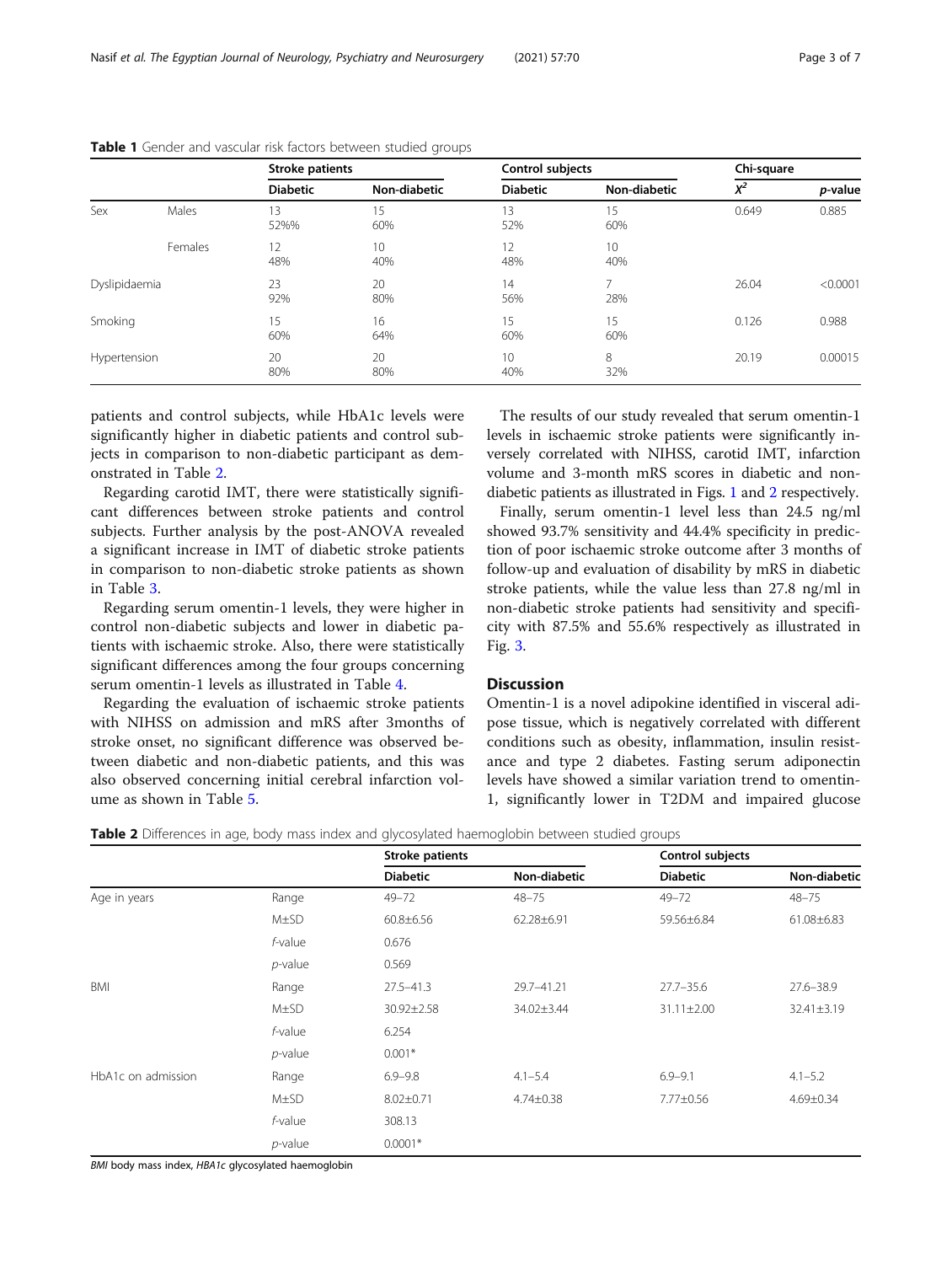**Table 1** Gender and vascular risk factors between studied groups

| | | Stroke patients | | Control subjects | | Chi-square | |
|---|---|---|---|---|---|---|---|
| | | **Diabetic** | **Non-diabetic** | **Diabetic** | **Non-diabetic** | $X^2$ | *p*-value |
| Sex | Males | 13 52%% | 15 60% | 13 52% | 15 60% | 0.649 | 0.885 |
| | Females | 12 48% | 10 40% | 12 48% | 10 40% | | |
| Dyslipidaemia | | 23 92% | 20 80% | 14 56% | 7 28% | 26.04 | <0.0001 |
| Smoking | | 15 60% | 16 64% | 15 60% | 15 60% | 0.126 | 0.988 |
| Hypertension | | 20 80% | 20 80% | 10 40% | 8 32% | 20.19 | 0.00015 |

patients and control subjects, while HbA1c levels were significantly higher in diabetic patients and control subjects in comparison to non-diabetic participant as demonstrated in Table 2.

Regarding carotid IMT, there were statistically significant differences between stroke patients and control subjects. Further analysis by the post-ANOVA revealed a significant increase in IMT of diabetic stroke patients in comparison to non-diabetic stroke patients as shown in Table 3.

Regarding serum omentin-1 levels, they were higher in control non-diabetic subjects and lower in diabetic patients with ischaemic stroke. Also, there were statistically significant differences among the four groups concerning serum omentin-1 levels as illustrated in Table 4.

Regarding the evaluation of ischaemic stroke patients with NIHSS on admission and mRS after 3months of stroke onset, no significant difference was observed between diabetic and non-diabetic patients, and this was also observed concerning initial cerebral infarction volume as shown in Table 5.

The results of our study revealed that serum omentin-1 levels in ischaemic stroke patients were significantly inversely correlated with NIHSS, carotid IMT, infarction volume and 3-month mRS scores in diabetic and non-diabetic patients as illustrated in Figs. 1 and 2 respectively.

Finally, serum omentin-1 level less than 24.5 ng/ml showed 93.7% sensitivity and 44.4% specificity in prediction of poor ischaemic stroke outcome after 3 months of follow-up and evaluation of disability by mRS in diabetic stroke patients, while the value less than 27.8 ng/ml in non-diabetic stroke patients had sensitivity and specificity with 87.5% and 55.6% respectively as illustrated in Fig. 3.

## Discussion

Omentin-1 is a novel adipokine identified in visceral adipose tissue, which is negatively correlated with different conditions such as obesity, inflammation, insulin resistance and type 2 diabetes. Fasting serum adiponectin levels have showed a similar variation trend to omentin-1, significantly lower in T2DM and impaired glucose

**Table 2** Differences in age, body mass index and glycosylated haemoglobin between studied groups

| | | Stroke patients | | Control subjects | |
|---|---|---|---|---|---|
| | | **Diabetic** | **Non-diabetic** | **Diabetic** | **Non-diabetic** |
| Age in years | Range | 49–72 | 48–75 | 49–72 | 48–75 |
| | M±SD | 60.8±6.56 | 62.28±6.91 | 59.56±6.84 | 61.08±6.83 |
| | *f*-value | 0.676 | | | |
| | *p*-value | 0.569 | | | |
| BMI | Range | 27.5–41.3 | 29.7–41.21 | 27.7–35.6 | 27.6–38.9 |
| | M±SD | 30.92±2.58 | 34.02±3.44 | 31.11±2.00 | 32.41±3.19 |
| | *f*-value | 6.254 | | | |
| | *p*-value | 0.001* | | | |
| HbA1c on admission | Range | 6.9–9.8 | 4.1–5.4 | 6.9–9.1 | 4.1–5.2 |
| | M±SD | 8.02±0.71 | 4.74±0.38 | 7.77±0.56 | 4.69±0.34 |
| | *f*-value | 308.13 | | | |
| | *p*-value | 0.0001* | | | |

*BMI* body mass index, *HBA1c* glycosylated haemoglobin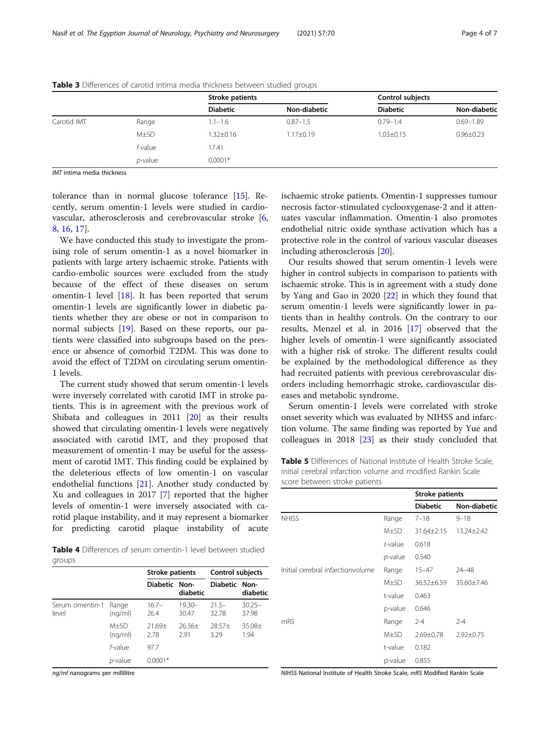**Table 3** Differences of carotid intima media thickness between studied groups

| | | Stroke patients | | Control subjects | |
|---|---|---|---|---|---|
| | | Diabetic | Non-diabetic | Diabetic | Non-diabetic |
| Carotid IMT | Range | 1.1–1.6 | 0.87–1.5 | 0.79–1.4 | 0.69–1.89 |
| | M±SD | 1.32±0.16 | 1.17±0.19 | 1.03±0.15 | 0.96±0.23 |
| | *f*-value | 17.41 | | | |
| | *p*-value | 0.0001* | | | |

*IMT* intima media thickness

tolerance than in normal glucose tolerance [15]. Recently, serum omentin-1 levels were studied in cardiovascular, atherosclerosis and cerebrovascular stroke [6, 8, 16, 17].

We have conducted this study to investigate the promising role of serum omentin-1 as a novel biomarker in patients with large artery ischaemic stroke. Patients with cardio-embolic sources were excluded from the study because of the effect of these diseases on serum omentin-1 level [18]. It has been reported that serum omentin-1 levels are significantly lower in diabetic patients whether they are obese or not in comparison to normal subjects [19]. Based on these reports, our patients were classified into subgroups based on the presence or absence of comorbid T2DM. This was done to avoid the effect of T2DM on circulating serum omentin-1 levels.

The current study showed that serum omentin-1 levels were inversely correlated with carotid IMT in stroke patients. This is in agreement with the previous work of Shibata and colleagues in 2011 [20] as their results showed that circulating omentin-1 levels were negatively associated with carotid IMT, and they proposed that measurement of omentin-1 may be useful for the assessment of carotid IMT. This finding could be explained by the deleterious effects of low omentin-1 on vascular endothelial functions [21]. Another study conducted by Xu and colleagues in 2017 [7] reported that the higher levels of omentin-1 were inversely associated with carotid plaque instability, and it may represent a biomarker for predicting carotid plaque instability of acute ischaemic stroke patients. Omentin-1 suppresses tumour necrosis factor-stimulated cyclooxygenase-2 and it attenuates vascular inflammation. Omentin-1 also promotes endothelial nitric oxide synthase activation which has a protective role in the control of various vascular diseases including atherosclerosis [20].

Our results showed that serum omentin-1 levels were higher in control subjects in comparison to patients with ischaemic stroke. This is in agreement with a study done by Yang and Gao in 2020 [22] in which they found that serum omentin-1 levels were significantly lower in patients than in healthy controls. On the contrary to our results, Menzel et al. in 2016 [17] observed that the higher levels of omentin-1 were significantly associated with a higher risk of stroke. The different results could be explained by the methodological difference as they had recruited patients with previous cerebrovascular disorders including hemorrhagic stroke, cardiovascular diseases and metabolic syndrome.

Serum omentin-1 levels were correlated with stroke onset severity which was evaluated by NIHSS and infarction volume. The same finding was reported by Yue and colleagues in 2018 [23] as their study concluded that

**Table 4** Differences of serum omentin-1 level between studied groups

| | | Stroke patients | | Control subjects | |
|---|---|---|---|---|---|
| | | Diabetic | Non-diabetic | Diabetic | Non-diabetic |
| Serum omentin-1 level | Range (ng/ml) | 16.7–26.4 | 19.30–30.47 | 21.5–32.78 | 30.25–37.98 |
| | M±SD (ng/ml) | 21.69± 2.78 | 26.36± 2.91 | 28.57± 3.29 | 35.08± 1.94 |
| | *f*-value | 97.7 | | | |
| | *p*-value | 0.0001* | | | |

*ng/ml* nanograms per millilitre

**Table 5** Differences of National Institute of Health Stroke Scale, initial cerebral infarction volume and modified Rankin Scale score between stroke patients

| | | Stroke patients | |
|---|---|---|---|
| | | Diabetic | Non-diabetic |
| NHISS | Range | 7–18 | 9–18 |
| | M±SD | 31.64±2.15 | 13.24±2.42 |
| | *t*-value | 0.618 | |
| | *p*-value | 0.540 | |
| Initial cerebral infarctionvolume | Range | 15–47 | 24–48 |
| | M±SD | 36.52±6.59 | 35.60±7.46 |
| | t-value | 0.463 | |
| | p-value | 0.646 | |
| mRS | Range | 2-4 | 2-4 |
| | M±SD | 2.69±0.78 | 2.92±0.75 |
| | t-value | 0.182 | |
| | p-value | 0.855 | |

*NIHSS* National Institute of Health Stroke Scale, *mRS* Modified Rankin Scale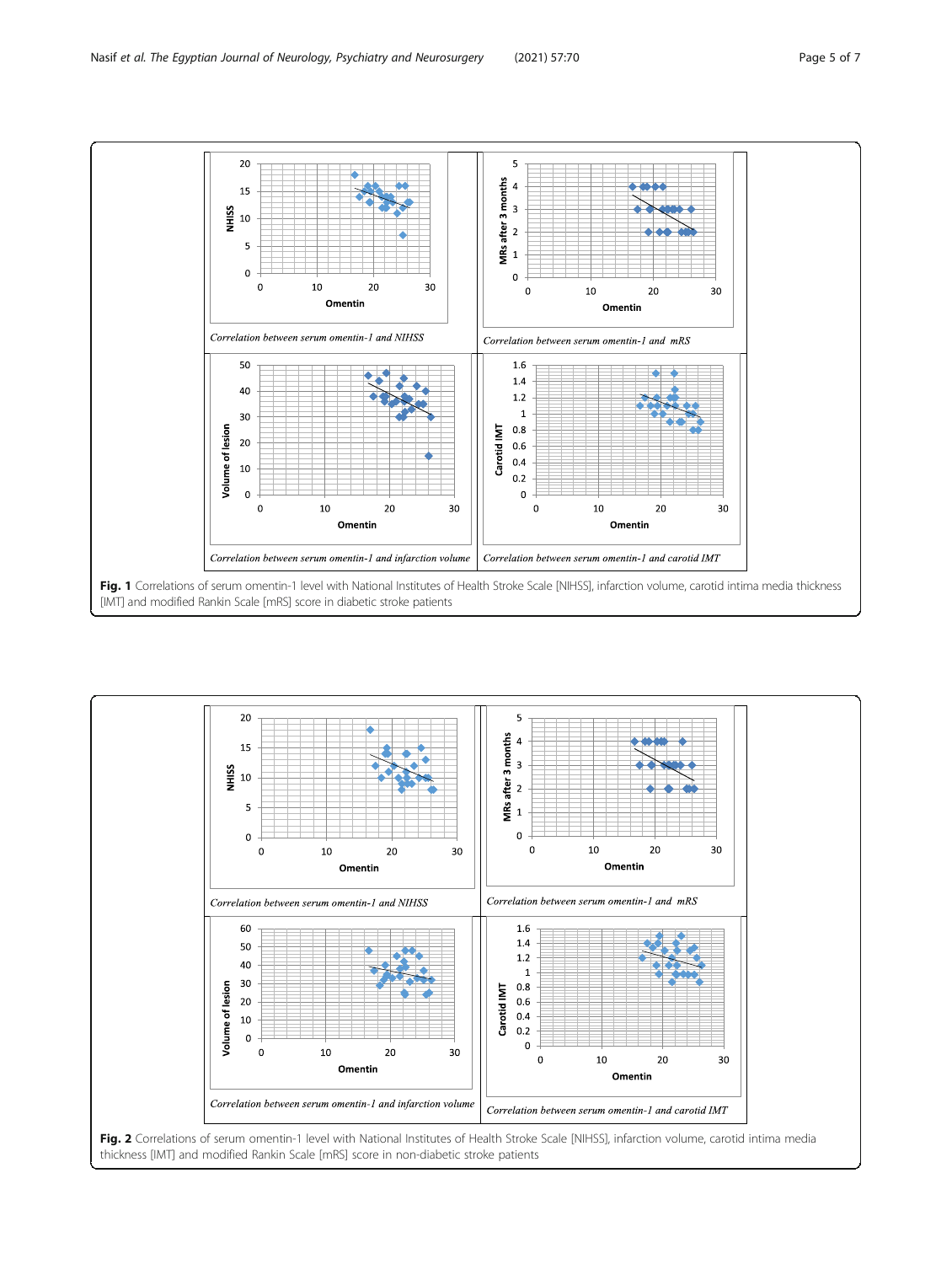*Correlation between serum omentin-1 and NIHSS*

*Correlation between serum omentin-1 and mRS*

*Correlation between serum omentin-1 and infarction volume*

*Correlation between serum omentin-1 and carotid IMT*

**Fig. 1** Correlations of serum omentin-1 level with National Institutes of Health Stroke Scale [NIHSS], infarction volume, carotid intima media thickness [IMT] and modified Rankin Scale [mRS] score in diabetic stroke patients

*Correlation between serum omentin-1 and NIHSS*

*Correlation between serum omentin-1 and mRS*

*Correlation between serum omentin-1 and infarction volume*

*Correlation between serum omentin-1 and carotid IMT*

**Fig. 2** Correlations of serum omentin-1 level with National Institutes of Health Stroke Scale [NIHSS], infarction volume, carotid intima media thickness [IMT] and modified Rankin Scale [mRS] score in non-diabetic stroke patients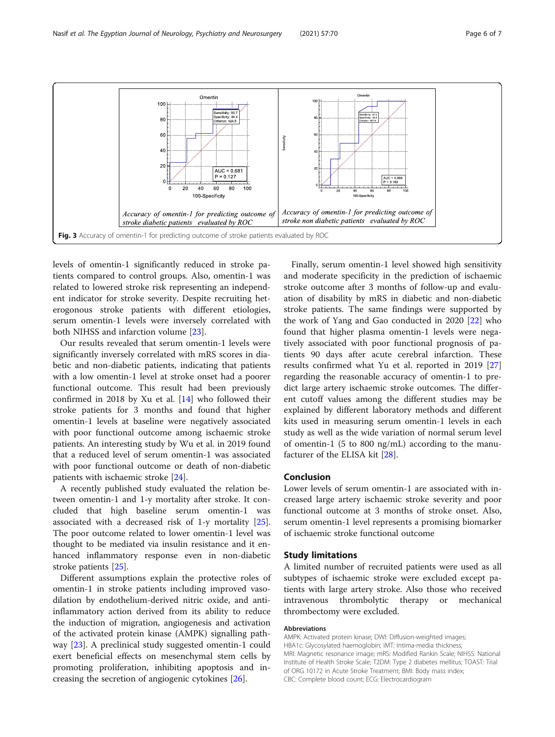Accuracy of omentin-1 for predicting outcome of stroke diabetic patients evaluated by ROC

Accuracy of omentin-1 for predicting outcome of stroke non diabetic patients evaluated by ROC

**Fig. 3** Accuracy of omentin-1 for predicting outcome of stroke patients evaluated by ROC

levels of omentin-1 significantly reduced in stroke patients compared to control groups. Also, omentin-1 was related to lowered stroke risk representing an independent indicator for stroke severity. Despite recruiting heterogonous stroke patients with different etiologies, serum omentin-1 levels were inversely correlated with both NIHSS and infarction volume [23].

Our results revealed that serum omentin-1 levels were significantly inversely correlated with mRS scores in diabetic and non-diabetic patients, indicating that patients with a low omentin-1 level at stroke onset had a poorer functional outcome. This result had been previously confirmed in 2018 by Xu et al. [14] who followed their stroke patients for 3 months and found that higher omentin-1 levels at baseline were negatively associated with poor functional outcome among ischaemic stroke patients. An interesting study by Wu et al. in 2019 found that a reduced level of serum omentin-1 was associated with poor functional outcome or death of non-diabetic patients with ischaemic stroke [24].

A recently published study evaluated the relation between omentin-1 and 1-y mortality after stroke. It concluded that high baseline serum omentin-1 was associated with a decreased risk of 1-y mortality [25]. The poor outcome related to lower omentin-1 level was thought to be mediated via insulin resistance and it enhanced inflammatory response even in non-diabetic stroke patients [25].

Different assumptions explain the protective roles of omentin-1 in stroke patients including improved vasodilation by endothelium-derived nitric oxide, and anti-inflammatory action derived from its ability to reduce the induction of migration, angiogenesis and activation of the activated protein kinase (AMPK) signalling pathway [23]. A preclinical study suggested omentin-1 could exert beneficial effects on mesenchymal stem cells by promoting proliferation, inhibiting apoptosis and increasing the secretion of angiogenic cytokines [26].

Finally, serum omentin-1 level showed high sensitivity and moderate specificity in the prediction of ischaemic stroke outcome after 3 months of follow-up and evaluation of disability by mRS in diabetic and non-diabetic stroke patients. The same findings were supported by the work of Yang and Gao conducted in 2020 [22] who found that higher plasma omentin-1 levels were negatively associated with poor functional prognosis of patients 90 days after acute cerebral infarction. These results confirmed what Yu et al. reported in 2019 [27] regarding the reasonable accuracy of omentin-1 to predict large artery ischaemic stroke outcomes. The different cutoff values among the different studies may be explained by different laboratory methods and different kits used in measuring serum omentin-1 levels in each study as well as the wide variation of normal serum level of omentin-1 (5 to 800 ng/mL) according to the manufacturer of the ELISA kit [28].

## Conclusion

Lower levels of serum omentin-1 are associated with increased large artery ischaemic stroke severity and poor functional outcome at 3 months of stroke onset. Also, serum omentin-1 level represents a promising biomarker of ischaemic stroke functional outcome

## Study limitations

A limited number of recruited patients were used as all subtypes of ischaemic stroke were excluded except patients with large artery stroke. Also those who received intravenous thrombolytic therapy or mechanical thrombectomy were excluded.

### Abbreviations

AMPK: Activated protein kinase; DWI: Diffusion-weighted images; HBA1c: Glycosylated haemoglobin; IMT: Intima-media thickness; MRI: Magnetic resonance image; mRS: Modified Rankin Scale; NIHSS: National Institute of Health Stroke Scale; T2DM: Type 2 diabetes mellitus; TOAST: Trial of ORG 10172 in Acute Stroke Treatment; BMI: Body mass index; CBC: Complete blood count; ECG: Electrocardiogram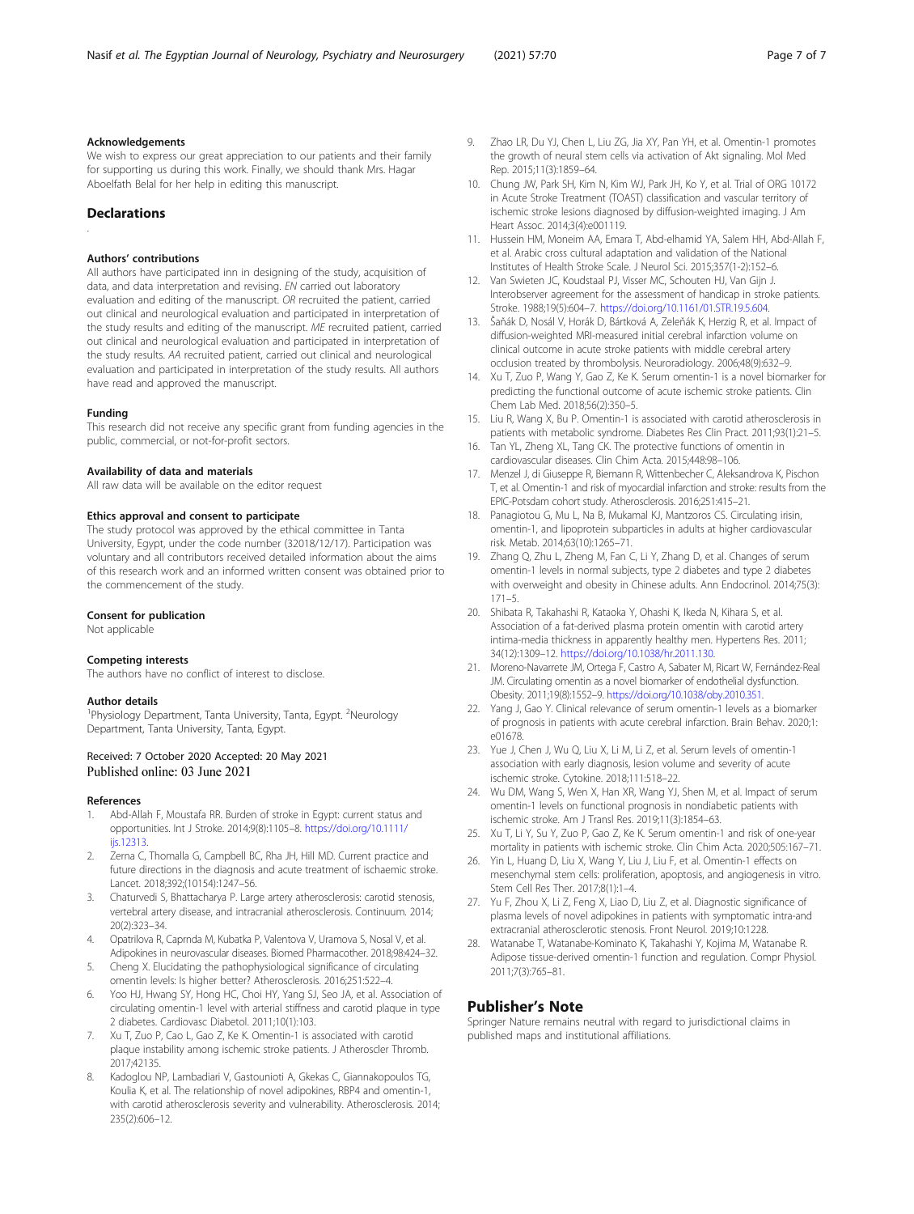#### Acknowledgements

We wish to express our great appreciation to our patients and their family for supporting us during this work. Finally, we should thank Mrs. Hagar Aboelfath Belal for her help in editing this manuscript.

## Declarations

.

#### Authors' contributions

All authors have participated inn in designing of the study, acquisition of data, and data interpretation and revising. *EN* carried out laboratory evaluation and editing of the manuscript. *OR* recruited the patient, carried out clinical and neurological evaluation and participated in interpretation of the study results and editing of the manuscript. *ME* recruited patient, carried out clinical and neurological evaluation and participated in interpretation of the study results. *AA* recruited patient, carried out clinical and neurological evaluation and participated in interpretation of the study results. All authors have read and approved the manuscript.

#### Funding

This research did not receive any specific grant from funding agencies in the public, commercial, or not-for-profit sectors.

#### Availability of data and materials

All raw data will be available on the editor request

#### Ethics approval and consent to participate

The study protocol was approved by the ethical committee in Tanta University, Egypt, under the code number (32018/12/17). Participation was voluntary and all contributors received detailed information about the aims of this research work and an informed written consent was obtained prior to the commencement of the study.

#### Consent for publication

Not applicable

#### Competing interests

The authors have no conflict of interest to disclose.

#### Author details

[1]Physiology Department, Tanta University, Tanta, Egypt. [2]Neurology Department, Tanta University, Tanta, Egypt.

Received: 7 October 2020 Accepted: 20 May 2021
Published online: 03 June 2021

#### References

1. Abd-Allah F, Moustafa RR. Burden of stroke in Egypt: current status and opportunities. Int J Stroke. 2014;9(8):1105–8. https://doi.org/10.1111/ijs.12313.
2. Zerna C, Thomalla G, Campbell BC, Rha JH, Hill MD. Current practice and future directions in the diagnosis and acute treatment of ischaemic stroke. Lancet. 2018;392;(10154):1247–56.
3. Chaturvedi S, Bhattacharya P. Large artery atherosclerosis: carotid stenosis, vertebral artery disease, and intracranial atherosclerosis. Continuum. 2014; 20(2):323–34.
4. Opatrilova R, Caprnda M, Kubatka P, Valentova V, Uramova S, Nosal V, et al. Adipokines in neurovascular diseases. Biomed Pharmacother. 2018;98:424–32.
5. Cheng X. Elucidating the pathophysiological significance of circulating omentin levels: Is higher better? Atherosclerosis. 2016;251:522–4.
6. Yoo HJ, Hwang SY, Hong HC, Choi HY, Yang SJ, Seo JA, et al. Association of circulating omentin-1 level with arterial stiffness and carotid plaque in type 2 diabetes. Cardiovasc Diabetol. 2011;10(1):103.
7. Xu T, Zuo P, Cao L, Gao Z, Ke K. Omentin-1 is associated with carotid plaque instability among ischemic stroke patients. J Atheroscler Thromb. 2017;42135.
8. Kadoglou NP, Lambadiari V, Gastounioti A, Gkekas C, Giannakopoulos TG, Koulia K, et al. The relationship of novel adipokines, RBP4 and omentin-1, with carotid atherosclerosis severity and vulnerability. Atherosclerosis. 2014; 235(2):606–12.
9. Zhao LR, Du YJ, Chen L, Liu ZG, Jia XY, Pan YH, et al. Omentin-1 promotes the growth of neural stem cells via activation of Akt signaling. Mol Med Rep. 2015;11(3):1859–64.
10. Chung JW, Park SH, Kim N, Kim WJ, Park JH, Ko Y, et al. Trial of ORG 10172 in Acute Stroke Treatment (TOAST) classification and vascular territory of ischemic stroke lesions diagnosed by diffusion-weighted imaging. J Am Heart Assoc. 2014;3(4):e001119.
11. Hussein HM, Moneim AA, Emara T, Abd-elhamid YA, Salem HH, Abd-Allah F, et al. Arabic cross cultural adaptation and validation of the National Institutes of Health Stroke Scale. J Neurol Sci. 2015;357(1-2):152–6.
12. Van Swieten JC, Koudstaal PJ, Visser MC, Schouten HJ, Van Gijn J. Interobserver agreement for the assessment of handicap in stroke patients. Stroke. 1988;19(5):604–7. https://doi.org/10.1161/01.STR.19.5.604.
13. Šaňák D, Nosál V, Horák D, Bártková A, Zeleňák K, Herzig R, et al. Impact of diffusion-weighted MRI-measured initial cerebral infarction volume on clinical outcome in acute stroke patients with middle cerebral artery occlusion treated by thrombolysis. Neuroradiology. 2006;48(9):632–9.
14. Xu T, Zuo P, Wang Y, Gao Z, Ke K. Serum omentin-1 is a novel biomarker for predicting the functional outcome of acute ischemic stroke patients. Clin Chem Lab Med. 2018;56(2):350–5.
15. Liu R, Wang X, Bu P. Omentin-1 is associated with carotid atherosclerosis in patients with metabolic syndrome. Diabetes Res Clin Pract. 2011;93(1):21–5.
16. Tan YL, Zheng XL, Tang CK. The protective functions of omentin in cardiovascular diseases. Clin Chim Acta. 2015;448:98–106.
17. Menzel J, di Giuseppe R, Biemann R, Wittenbecher C, Aleksandrova K, Pischon T, et al. Omentin-1 and risk of myocardial infarction and stroke: results from the EPIC-Potsdam cohort study. Atherosclerosis. 2016;251:415–21.
18. Panagiotou G, Mu L, Na B, Mukamal KJ, Mantzoros CS. Circulating irisin, omentin-1, and lipoprotein subparticles in adults at higher cardiovascular risk. Metab. 2014;63(10):1265–71.
19. Zhang Q, Zhu L, Zheng M, Fan C, Li Y, Zhang D, et al. Changes of serum omentin-1 levels in normal subjects, type 2 diabetes and type 2 diabetes with overweight and obesity in Chinese adults. Ann Endocrinol. 2014;75(3): 171–5.
20. Shibata R, Takahashi R, Kataoka Y, Ohashi K, Ikeda N, Kihara S, et al. Association of a fat-derived plasma protein omentin with carotid artery intima-media thickness in apparently healthy men. Hypertens Res. 2011; 34(12):1309–12. https://doi.org/10.1038/hr.2011.130.
21. Moreno-Navarrete JM, Ortega F, Castro A, Sabater M, Ricart W, Fernández-Real JM. Circulating omentin as a novel biomarker of endothelial dysfunction. Obesity. 2011;19(8):1552–9. https://doi.org/10.1038/oby.2010.351.
22. Yang J, Gao Y. Clinical relevance of serum omentin-1 levels as a biomarker of prognosis in patients with acute cerebral infarction. Brain Behav. 2020;1: e01678.
23. Yue J, Chen J, Wu Q, Liu X, Li M, Li Z, et al. Serum levels of omentin-1 association with early diagnosis, lesion volume and severity of acute ischemic stroke. Cytokine. 2018;111:518–22.
24. Wu DM, Wang S, Wen X, Han XR, Wang YJ, Shen M, et al. Impact of serum omentin-1 levels on functional prognosis in nondiabetic patients with ischemic stroke. Am J Transl Res. 2019;11(3):1854–63.
25. Xu T, Li Y, Su Y, Zuo P, Gao Z, Ke K. Serum omentin-1 and risk of one-year mortality in patients with ischemic stroke. Clin Chim Acta. 2020;505:167–71.
26. Yin L, Huang D, Liu X, Wang Y, Liu J, Liu F, et al. Omentin-1 effects on mesenchymal stem cells: proliferation, apoptosis, and angiogenesis in vitro. Stem Cell Res Ther. 2017;8(1):1–4.
27. Yu F, Zhou X, Li Z, Feng X, Liao D, Liu Z, et al. Diagnostic significance of plasma levels of novel adipokines in patients with symptomatic intra-and extracranial atherosclerotic stenosis. Front Neurol. 2019;10:1228.
28. Watanabe T, Watanabe-Kominato K, Takahashi Y, Kojima M, Watanabe R. Adipose tissue-derived omentin-1 function and regulation. Compr Physiol. 2011;7(3):765–81.

## Publisher's Note

Springer Nature remains neutral with regard to jurisdictional claims in published maps and institutional affiliations.